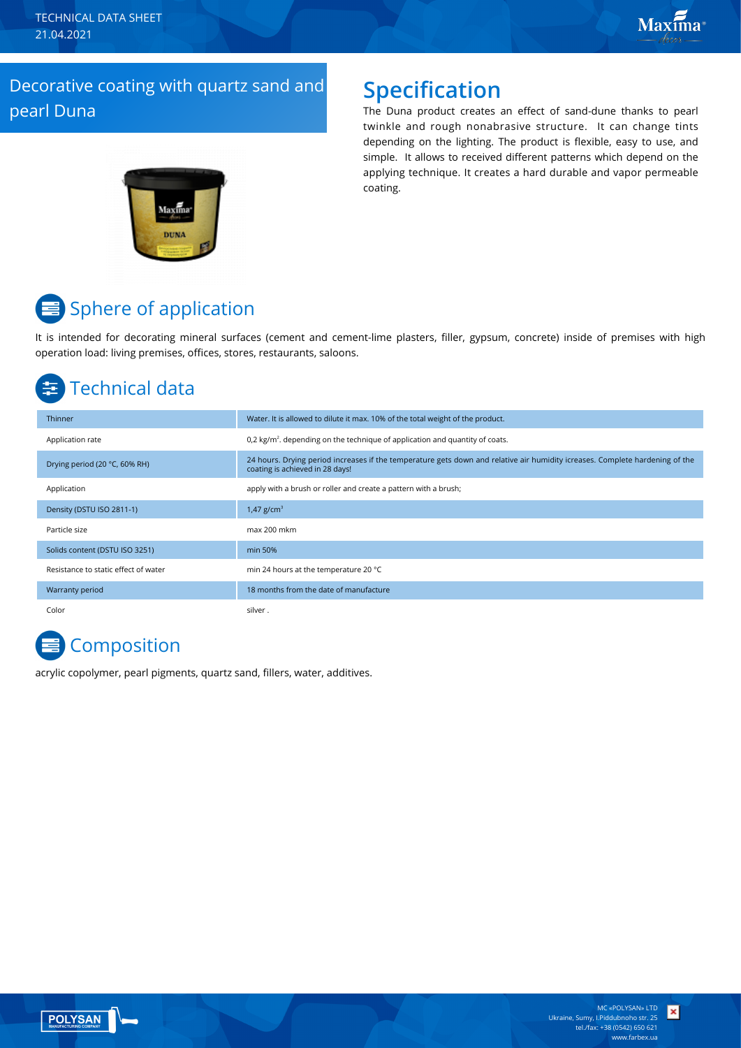TECHNICAL DATA SHEET
21.04.2021

# Decorative coating with quartz sand and pearl Duna

## Specification

The Duna product creates an effect of sand-dune thanks to pearl twinkle and rough nonabrasive structure. It can change tints depending on the lighting. The product is flexible, easy to use, and simple. It allows to received different patterns which depend on the applying technique. It creates a hard durable and vapor permeable coating.

## Sphere of application

It is intended for decorating mineral surfaces (cement and cement-lime plasters, filler, gypsum, concrete) inside of premises with high operation load: living premises, offices, stores, restaurants, saloons.

## Technical data

| | |
|---|---|
| Thinner | Water. It is allowed to dilute it max. 10% of the total weight of the product. |
| Application rate | 0,2 kg/m². depending on the technique of application and quantity of coats. |
| Drying period (20 °C, 60% RH) | 24 hours. Drying period increases if the temperature gets down and relative air humidity icreases. Complete hardening of the coating is achieved in 28 days! |
| Application | apply with a brush or roller and create a pattern with a brush; |
| Density (DSTU ISO 2811-1) | 1,47 g/cm³ |
| Particle size | max 200 mkm |
| Solids content (DSTU ISO 3251) | min 50% |
| Resistance to static effect of water | min 24 hours at the temperature 20 °C |
| Warranty period | 18 months from the date of manufacture |
| Color | silver . |

## Composition

acrylic copolymer, pearl pigments, quartz sand, fillers, water, additives.

MC «POLYSAN» LTD
Ukraine, Sumy, I.Piddubnoho str. 25
tel./fax: +38 (0542) 650 621
www.farbex.ua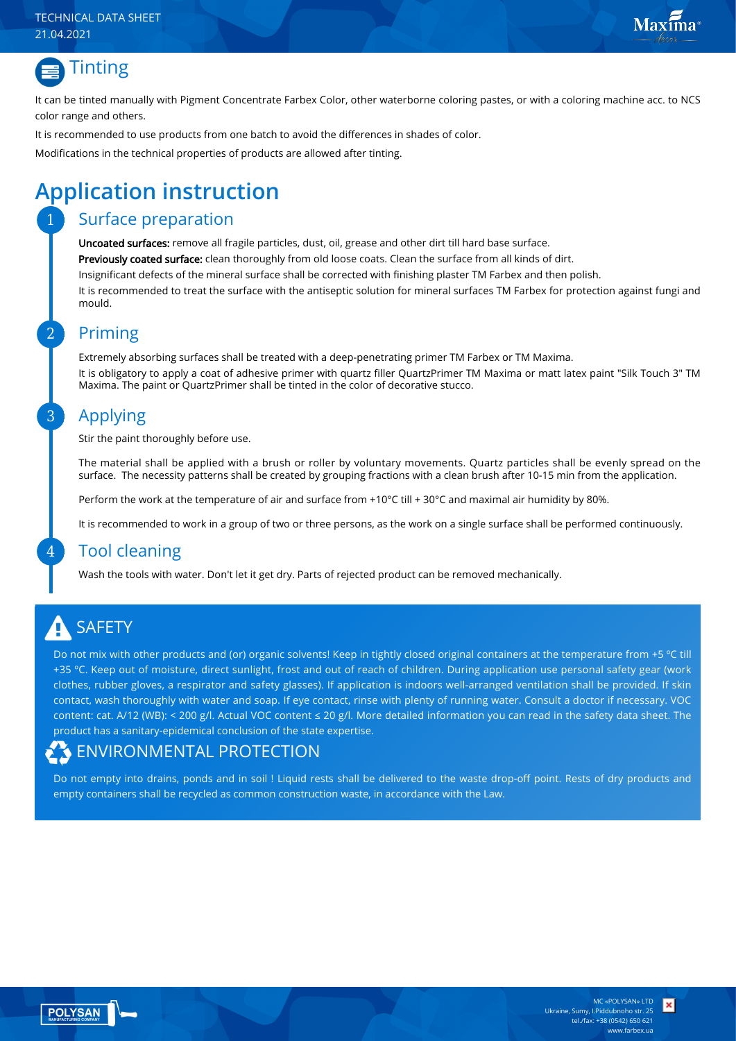## Tinting

It can be tinted manually with Pigment Concentrate Farbex Color, other waterborne coloring pastes, or with a coloring machine acc. to NCS color range and others.

It is recommended to use products from one batch to avoid the differences in shades of color.

Modifications in the technical properties of products are allowed after tinting.

# Application instruction

### 1 Surface preparation

**Uncoated surfaces:** remove all fragile particles, dust, oil, grease and other dirt till hard base surface.

**Previously coated surface:** clean thoroughly from old loose coats. Clean the surface from all kinds of dirt.

Insignificant defects of the mineral surface shall be corrected with finishing plaster TM Farbex and then polish.

It is recommended to treat the surface with the antiseptic solution for mineral surfaces TM Farbex for protection against fungi and mould.

### 2 Priming

Extremely absorbing surfaces shall be treated with a deep-penetrating primer TM Farbex or TM Maxima.

It is obligatory to apply a coat of adhesive primer with quartz filler QuartzPrimer TM Maxima or matt latex paint "Silk Touch 3" TM Maxima. The paint or QuartzPrimer shall be tinted in the color of decorative stucco.

### 3 Applying

Stir the paint thoroughly before use.

The material shall be applied with a brush or roller by voluntary movements. Quartz particles shall be evenly spread on the surface. The necessity patterns shall be created by grouping fractions with a clean brush after 10-15 min from the application.

Perform the work at the temperature of air and surface from +10°C till + 30°C and maximal air humidity by 80%.

It is recommended to work in a group of two or three persons, as the work on a single surface shall be performed continuously.

### 4 Tool cleaning

Wash the tools with water. Don't let it get dry. Parts of rejected product can be removed mechanically.

## SAFETY

Do not mix with other products and (or) organic solvents! Keep in tightly closed original containers at the temperature from +5 °C till +35 °C. Keep out of moisture, direct sunlight, frost and out of reach of children. During application use personal safety gear (work clothes, rubber gloves, a respirator and safety glasses). If application is indoors well-arranged ventilation shall be provided. If skin contact, wash thoroughly with water and soap. If eye contact, rinse with plenty of running water. Consult a doctor if necessary. VOC content: cat. A/12 (WB): < 200 g/l. Actual VOC content ≤ 20 g/l. More detailed information you can read in the safety data sheet. The product has a sanitary-epidemical conclusion of the state expertise.

## ENVIRONMENTAL PROTECTION

Do not empty into drains, ponds and in soil ! Liquid rests shall be delivered to the waste drop-off point. Rests of dry products and empty containers shall be recycled as common construction waste, in accordance with the Law.

MC «POLYSAN» LTD
Ukraine, Sumy, I.Piddubnoho str. 25
tel./fax: +38 (0542) 650 621
www.farbex.ua